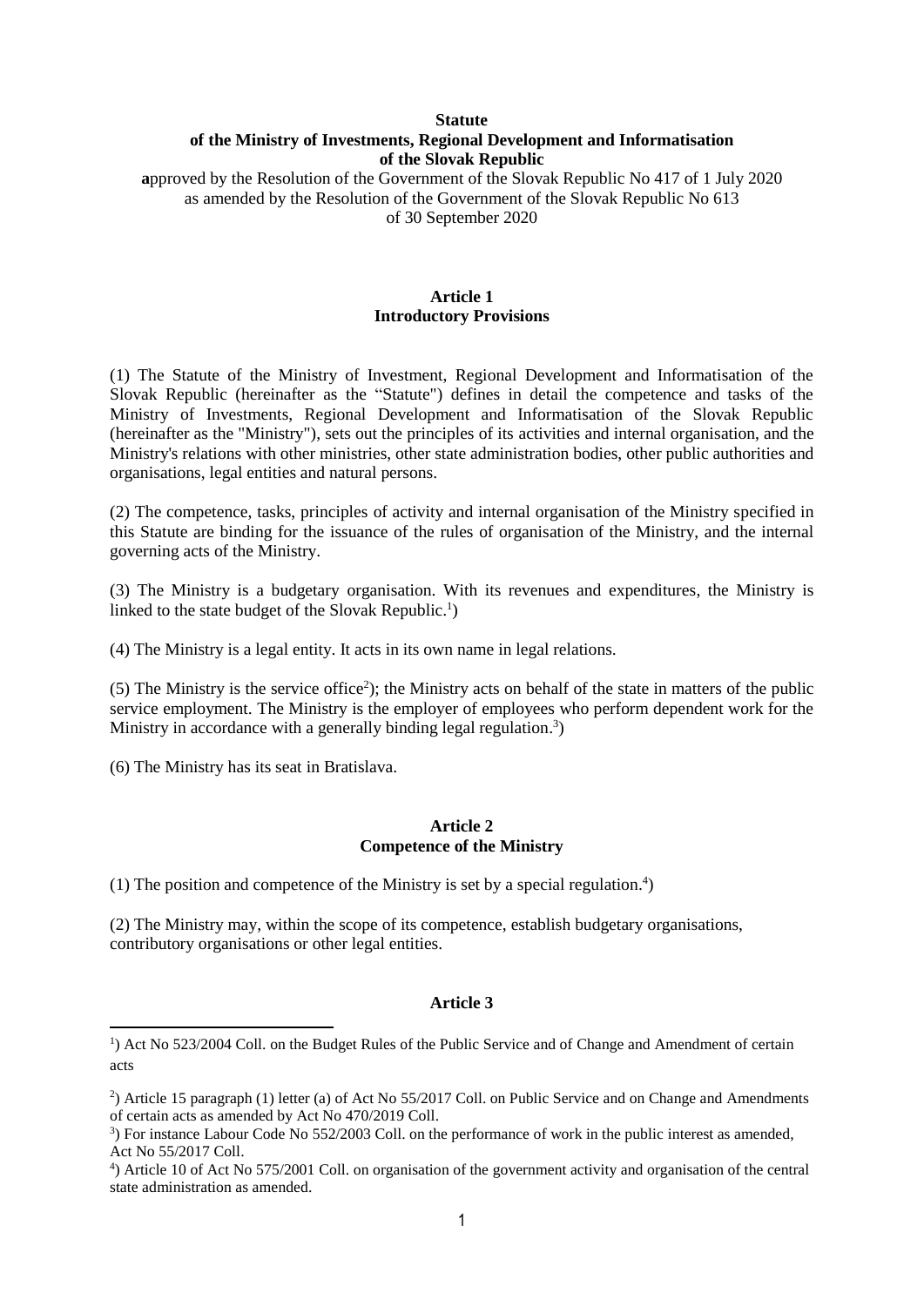**Statute**
**of the Ministry of Investments, Regional Development and Informatisation**
**of the Slovak Republic**

**a**pproved by the Resolution of the Government of the Slovak Republic No 417 of 1 July 2020
as amended by the Resolution of the Government of the Slovak Republic No 613
of 30 September 2020

## Article 1
## Introductory Provisions

(1) The Statute of the Ministry of Investment, Regional Development and Informatisation of the Slovak Republic (hereinafter as the "Statute") defines in detail the competence and tasks of the Ministry of Investments, Regional Development and Informatisation of the Slovak Republic (hereinafter as the "Ministry"), sets out the principles of its activities and internal organisation, and the Ministry's relations with other ministries, other state administration bodies, other public authorities and organisations, legal entities and natural persons.

(2) The competence, tasks, principles of activity and internal organisation of the Ministry specified in this Statute are binding for the issuance of the rules of organisation of the Ministry, and the internal governing acts of the Ministry.

(3) The Ministry is a budgetary organisation. With its revenues and expenditures, the Ministry is linked to the state budget of the Slovak Republic.[1])

(4) The Ministry is a legal entity. It acts in its own name in legal relations.

(5) The Ministry is the service office[2]); the Ministry acts on behalf of the state in matters of the public service employment. The Ministry is the employer of employees who perform dependent work for the Ministry in accordance with a generally binding legal regulation.[3])

(6) The Ministry has its seat in Bratislava.

## Article 2
## Competence of the Ministry

(1) The position and competence of the Ministry is set by a special regulation.[4])

(2) The Ministry may, within the scope of its competence, establish budgetary organisations, contributory organisations or other legal entities.

## Article 3

---

[1]) Act No 523/2004 Coll. on the Budget Rules of the Public Service and of Change and Amendment of certain acts

[2]) Article 15 paragraph (1) letter (a) of Act No 55/2017 Coll. on Public Service and on Change and Amendments of certain acts as amended by Act No 470/2019 Coll.

[3]) For instance Labour Code No 552/2003 Coll. on the performance of work in the public interest as amended, Act No 55/2017 Coll.

[4]) Article 10 of Act No 575/2001 Coll. on organisation of the government activity and organisation of the central state administration as amended.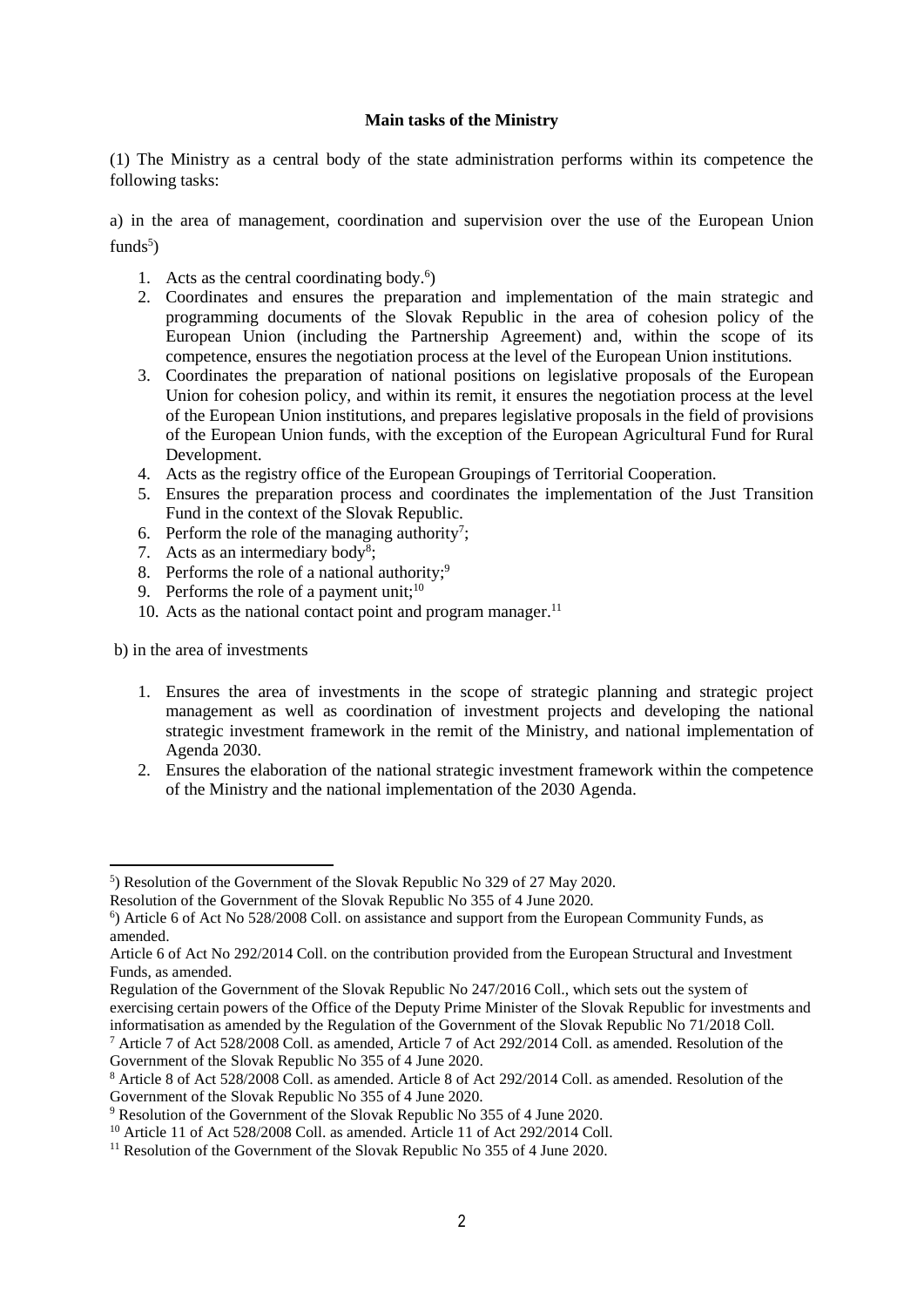**Main tasks of the Ministry**

(1) The Ministry as a central body of the state administration performs within its competence the following tasks:

a) in the area of management, coordination and supervision over the use of the European Union funds[5])

1. Acts as the central coordinating body.[6])
2. Coordinates and ensures the preparation and implementation of the main strategic and programming documents of the Slovak Republic in the area of cohesion policy of the European Union (including the Partnership Agreement) and, within the scope of its competence, ensures the negotiation process at the level of the European Union institutions.
3. Coordinates the preparation of national positions on legislative proposals of the European Union for cohesion policy, and within its remit, it ensures the negotiation process at the level of the European Union institutions, and prepares legislative proposals in the field of provisions of the European Union funds, with the exception of the European Agricultural Fund for Rural Development.
4. Acts as the registry office of the European Groupings of Territorial Cooperation.
5. Ensures the preparation process and coordinates the implementation of the Just Transition Fund in the context of the Slovak Republic.
6. Perform the role of the managing authority[7];
7. Acts as an intermediary body[8];
8. Performs the role of a national authority;[9]
9. Performs the role of a payment unit;[10]
10. Acts as the national contact point and program manager.[11]

b) in the area of investments

1. Ensures the area of investments in the scope of strategic planning and strategic project management as well as coordination of investment projects and developing the national strategic investment framework in the remit of the Ministry, and national implementation of Agenda 2030.
2. Ensures the elaboration of the national strategic investment framework within the competence of the Ministry and the national implementation of the 2030 Agenda.

---

[5]) Resolution of the Government of the Slovak Republic No 329 of 27 May 2020.
Resolution of the Government of the Slovak Republic No 355 of 4 June 2020.

[6]) Article 6 of Act No 528/2008 Coll. on assistance and support from the European Community Funds, as amended.
Article 6 of Act No 292/2014 Coll. on the contribution provided from the European Structural and Investment Funds, as amended.
Regulation of the Government of the Slovak Republic No 247/2016 Coll., which sets out the system of exercising certain powers of the Office of the Deputy Prime Minister of the Slovak Republic for investments and informatisation as amended by the Regulation of the Government of the Slovak Republic No 71/2018 Coll.

[7] Article 7 of Act 528/2008 Coll. as amended, Article 7 of Act 292/2014 Coll. as amended. Resolution of the Government of the Slovak Republic No 355 of 4 June 2020.

[8] Article 8 of Act 528/2008 Coll. as amended. Article 8 of Act 292/2014 Coll. as amended. Resolution of the Government of the Slovak Republic No 355 of 4 June 2020.

[9] Resolution of the Government of the Slovak Republic No 355 of 4 June 2020.

[10] Article 11 of Act 528/2008 Coll. as amended. Article 11 of Act 292/2014 Coll.

[11] Resolution of the Government of the Slovak Republic No 355 of 4 June 2020.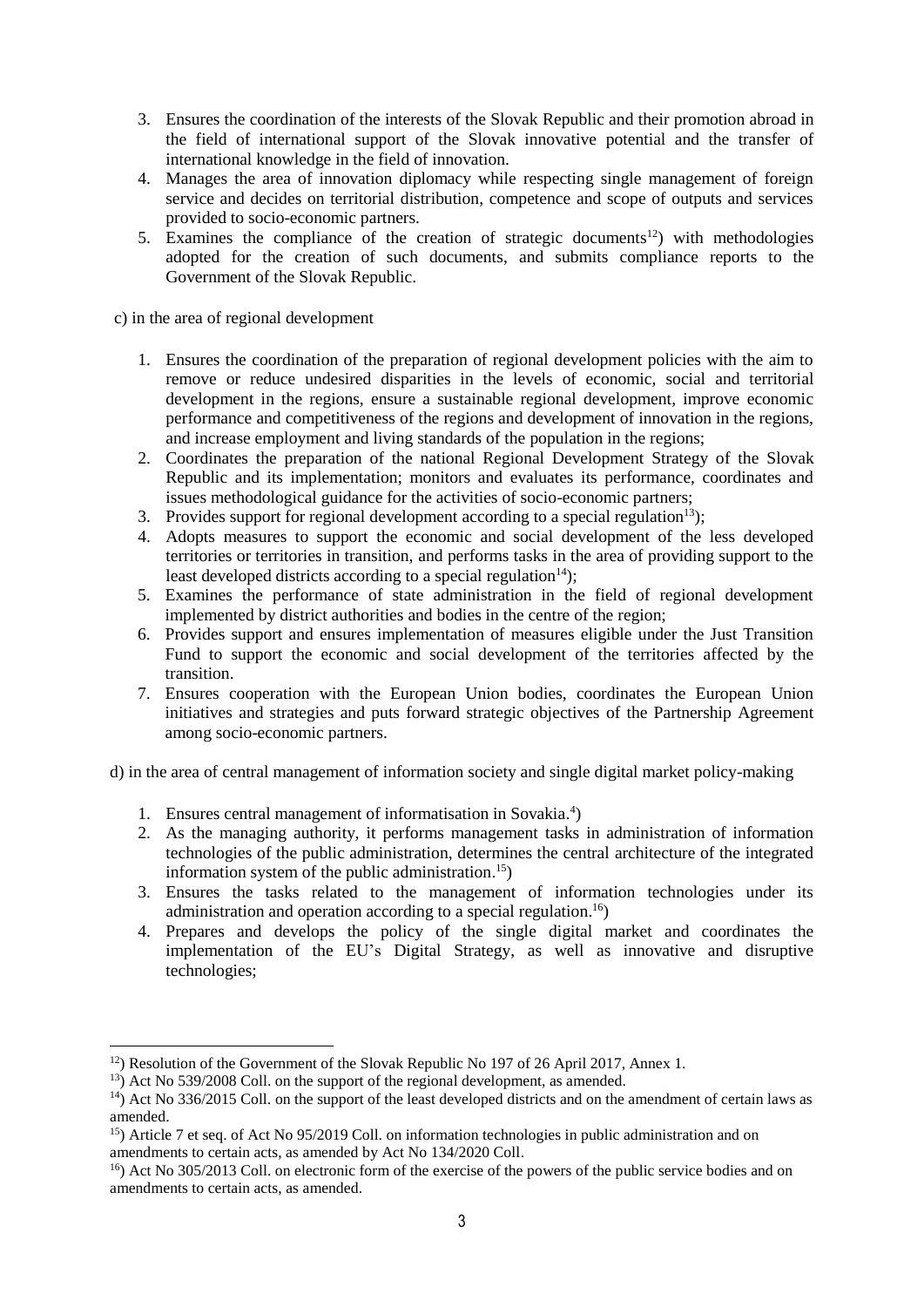3. Ensures the coordination of the interests of the Slovak Republic and their promotion abroad in the field of international support of the Slovak innovative potential and the transfer of international knowledge in the field of innovation.
4. Manages the area of innovation diplomacy while respecting single management of foreign service and decides on territorial distribution, competence and scope of outputs and services provided to socio-economic partners.
5. Examines the compliance of the creation of strategic documents[12]) with methodologies adopted for the creation of such documents, and submits compliance reports to the Government of the Slovak Republic.

c) in the area of regional development

1. Ensures the coordination of the preparation of regional development policies with the aim to remove or reduce undesired disparities in the levels of economic, social and territorial development in the regions, ensure a sustainable regional development, improve economic performance and competitiveness of the regions and development of innovation in the regions, and increase employment and living standards of the population in the regions;
2. Coordinates the preparation of the national Regional Development Strategy of the Slovak Republic and its implementation; monitors and evaluates its performance, coordinates and issues methodological guidance for the activities of socio-economic partners;
3. Provides support for regional development according to a special regulation[13]);
4. Adopts measures to support the economic and social development of the less developed territories or territories in transition, and performs tasks in the area of providing support to the least developed districts according to a special regulation[14]);
5. Examines the performance of state administration in the field of regional development implemented by district authorities and bodies in the centre of the region;
6. Provides support and ensures implementation of measures eligible under the Just Transition Fund to support the economic and social development of the territories affected by the transition.
7. Ensures cooperation with the European Union bodies, coordinates the European Union initiatives and strategies and puts forward strategic objectives of the Partnership Agreement among socio-economic partners.

d) in the area of central management of information society and single digital market policy-making

1. Ensures central management of informatisation in Sovakia.[4])
2. As the managing authority, it performs management tasks in administration of information technologies of the public administration, determines the central architecture of the integrated information system of the public administration.[15])
3. Ensures the tasks related to the management of information technologies under its administration and operation according to a special regulation.[16])
4. Prepares and develops the policy of the single digital market and coordinates the implementation of the EU's Digital Strategy, as well as innovative and disruptive technologies;

---

[12]) Resolution of the Government of the Slovak Republic No 197 of 26 April 2017, Annex 1.

[13]) Act No 539/2008 Coll. on the support of the regional development, as amended.

[14]) Act No 336/2015 Coll. on the support of the least developed districts and on the amendment of certain laws as amended.

[15]) Article 7 et seq. of Act No 95/2019 Coll. on information technologies in public administration and on amendments to certain acts, as amended by Act No 134/2020 Coll.

[16]) Act No 305/2013 Coll. on electronic form of the exercise of the powers of the public service bodies and on amendments to certain acts, as amended.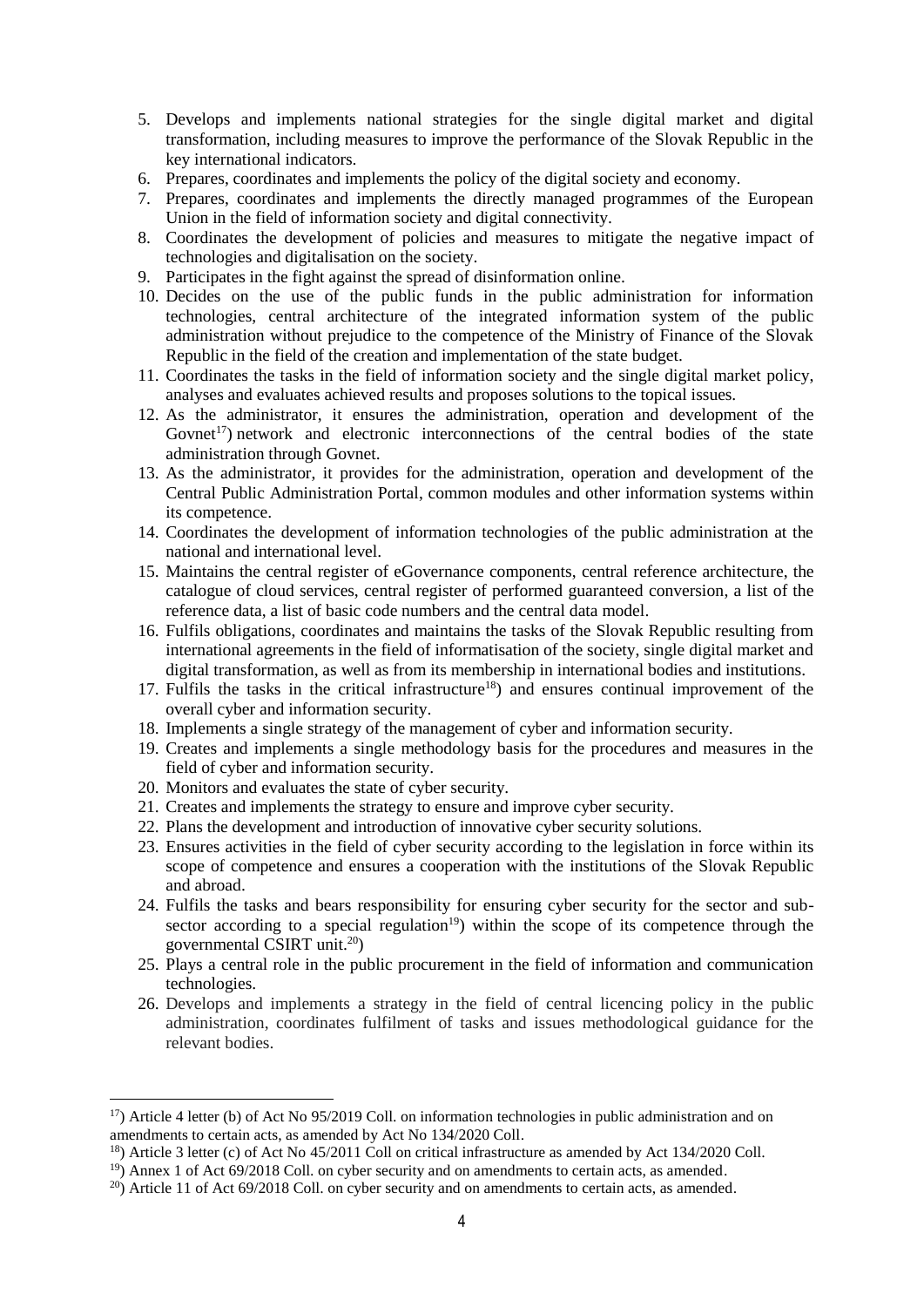5. Develops and implements national strategies for the single digital market and digital transformation, including measures to improve the performance of the Slovak Republic in the key international indicators.
6. Prepares, coordinates and implements the policy of the digital society and economy.
7. Prepares, coordinates and implements the directly managed programmes of the European Union in the field of information society and digital connectivity.
8. Coordinates the development of policies and measures to mitigate the negative impact of technologies and digitalisation on the society.
9. Participates in the fight against the spread of disinformation online.
10. Decides on the use of the public funds in the public administration for information technologies, central architecture of the integrated information system of the public administration without prejudice to the competence of the Ministry of Finance of the Slovak Republic in the field of the creation and implementation of the state budget.
11. Coordinates the tasks in the field of information society and the single digital market policy, analyses and evaluates achieved results and proposes solutions to the topical issues.
12. As the administrator, it ensures the administration, operation and development of the Govnet[17]) network and electronic interconnections of the central bodies of the state administration through Govnet.
13. As the administrator, it provides for the administration, operation and development of the Central Public Administration Portal, common modules and other information systems within its competence.
14. Coordinates the development of information technologies of the public administration at the national and international level.
15. Maintains the central register of eGovernance components, central reference architecture, the catalogue of cloud services, central register of performed guaranteed conversion, a list of the reference data, a list of basic code numbers and the central data model.
16. Fulfils obligations, coordinates and maintains the tasks of the Slovak Republic resulting from international agreements in the field of informatisation of the society, single digital market and digital transformation, as well as from its membership in international bodies and institutions.
17. Fulfils the tasks in the critical infrastructure[18]) and ensures continual improvement of the overall cyber and information security.
18. Implements a single strategy of the management of cyber and information security.
19. Creates and implements a single methodology basis for the procedures and measures in the field of cyber and information security.
20. Monitors and evaluates the state of cyber security.
21. Creates and implements the strategy to ensure and improve cyber security.
22. Plans the development and introduction of innovative cyber security solutions.
23. Ensures activities in the field of cyber security according to the legislation in force within its scope of competence and ensures a cooperation with the institutions of the Slovak Republic and abroad.
24. Fulfils the tasks and bears responsibility for ensuring cyber security for the sector and sub-sector according to a special regulation[19]) within the scope of its competence through the governmental CSIRT unit.[20])
25. Plays a central role in the public procurement in the field of information and communication technologies.
26. Develops and implements a strategy in the field of central licencing policy in the public administration, coordinates fulfilment of tasks and issues methodological guidance for the relevant bodies.

---

[17]) Article 4 letter (b) of Act No 95/2019 Coll. on information technologies in public administration and on amendments to certain acts, as amended by Act No 134/2020 Coll.

[18]) Article 3 letter (c) of Act No 45/2011 Coll on critical infrastructure as amended by Act 134/2020 Coll.

[19]) Annex 1 of Act 69/2018 Coll. on cyber security and on amendments to certain acts, as amended.

[20]) Article 11 of Act 69/2018 Coll. on cyber security and on amendments to certain acts, as amended.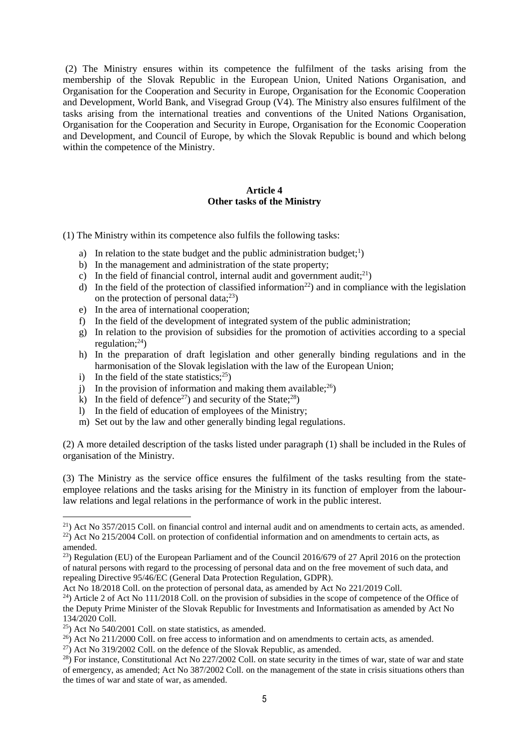(2) The Ministry ensures within its competence the fulfilment of the tasks arising from the membership of the Slovak Republic in the European Union, United Nations Organisation, and Organisation for the Cooperation and Security in Europe, Organisation for the Economic Cooperation and Development, World Bank, and Visegrad Group (V4). The Ministry also ensures fulfilment of the tasks arising from the international treaties and conventions of the United Nations Organisation, Organisation for the Cooperation and Security in Europe, Organisation for the Economic Cooperation and Development, and Council of Europe, by which the Slovak Republic is bound and which belong within the competence of the Ministry.

**Article 4**
**Other tasks of the Ministry**

(1) The Ministry within its competence also fulfils the following tasks:

a) In relation to the state budget and the public administration budget;[1])
b) In the management and administration of the state property;
c) In the field of financial control, internal audit and government audit;[21])
d) In the field of the protection of classified information[22]) and in compliance with the legislation on the protection of personal data;[23])
e) In the area of international cooperation;
f) In the field of the development of integrated system of the public administration;
g) In relation to the provision of subsidies for the promotion of activities according to a special regulation;[24])
h) In the preparation of draft legislation and other generally binding regulations and in the harmonisation of the Slovak legislation with the law of the European Union;
i) In the field of the state statistics;[25])
j) In the provision of information and making them available;[26])
k) In the field of defence[27]) and security of the State;[28])
l) In the field of education of employees of the Ministry;
m) Set out by the law and other generally binding legal regulations.

(2) A more detailed description of the tasks listed under paragraph (1) shall be included in the Rules of organisation of the Ministry.

(3) The Ministry as the service office ensures the fulfilment of the tasks resulting from the state-employee relations and the tasks arising for the Ministry in its function of employer from the labour-law relations and legal relations in the performance of work in the public interest.

---

[21]) Act No 357/2015 Coll. on financial control and internal audit and on amendments to certain acts, as amended.
[22]) Act No 215/2004 Coll. on protection of confidential information and on amendments to certain acts, as amended.
[23]) Regulation (EU) of the European Parliament and of the Council 2016/679 of 27 April 2016 on the protection of natural persons with regard to the processing of personal data and on the free movement of such data, and repealing Directive 95/46/EC (General Data Protection Regulation, GDPR).
Act No 18/2018 Coll. on the protection of personal data, as amended by Act No 221/2019 Coll.
[24]) Article 2 of Act No 111/2018 Coll. on the provision of subsidies in the scope of competence of the Office of the Deputy Prime Minister of the Slovak Republic for Investments and Informatisation as amended by Act No 134/2020 Coll.
[25]) Act No 540/2001 Coll. on state statistics, as amended.
[26]) Act No 211/2000 Coll. on free access to information and on amendments to certain acts, as amended.
[27]) Act No 319/2002 Coll. on the defence of the Slovak Republic, as amended.
[28]) For instance, Constitutional Act No 227/2002 Coll. on state security in the times of war, state of war and state of emergency, as amended; Act No 387/2002 Coll. on the management of the state in crisis situations others than the times of war and state of war, as amended.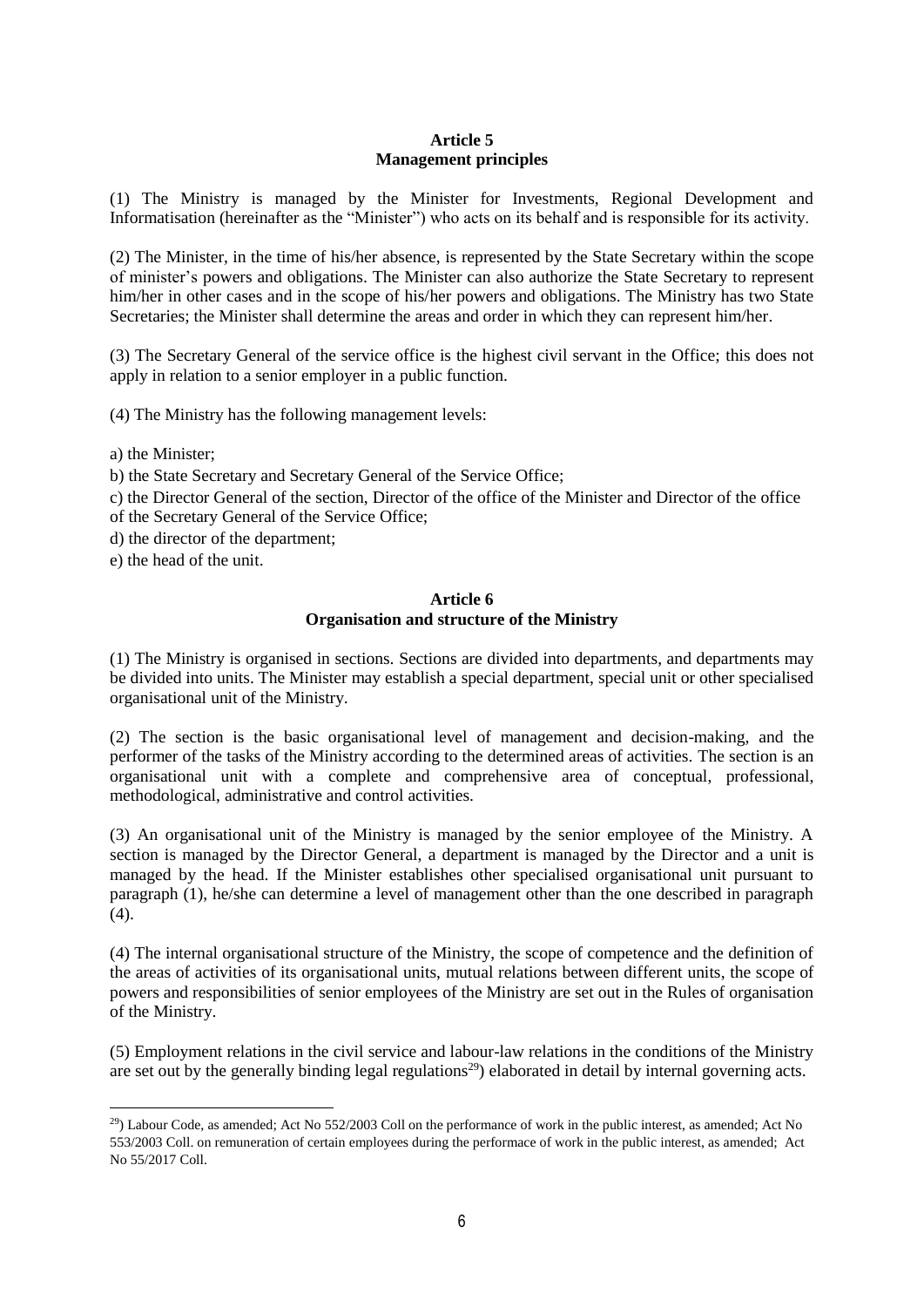**Article 5**
**Management principles**

(1) The Ministry is managed by the Minister for Investments, Regional Development and Informatisation (hereinafter as the "Minister") who acts on its behalf and is responsible for its activity.

(2) The Minister, in the time of his/her absence, is represented by the State Secretary within the scope of minister's powers and obligations. The Minister can also authorize the State Secretary to represent him/her in other cases and in the scope of his/her powers and obligations. The Ministry has two State Secretaries; the Minister shall determine the areas and order in which they can represent him/her.

(3) The Secretary General of the service office is the highest civil servant in the Office; this does not apply in relation to a senior employer in a public function.

(4) The Ministry has the following management levels:

a) the Minister;

b) the State Secretary and Secretary General of the Service Office;

c) the Director General of the section, Director of the office of the Minister and Director of the office of the Secretary General of the Service Office;

d) the director of the department;

e) the head of the unit.

**Article 6**
**Organisation and structure of the Ministry**

(1) The Ministry is organised in sections. Sections are divided into departments, and departments may be divided into units. The Minister may establish a special department, special unit or other specialised organisational unit of the Ministry.

(2) The section is the basic organisational level of management and decision-making, and the performer of the tasks of the Ministry according to the determined areas of activities. The section is an organisational unit with a complete and comprehensive area of conceptual, professional, methodological, administrative and control activities.

(3) An organisational unit of the Ministry is managed by the senior employee of the Ministry. A section is managed by the Director General, a department is managed by the Director and a unit is managed by the head. If the Minister establishes other specialised organisational unit pursuant to paragraph (1), he/she can determine a level of management other than the one described in paragraph (4).

(4) The internal organisational structure of the Ministry, the scope of competence and the definition of the areas of activities of its organisational units, mutual relations between different units, the scope of powers and responsibilities of senior employees of the Ministry are set out in the Rules of organisation of the Ministry.

(5) Employment relations in the civil service and labour-law relations in the conditions of the Ministry are set out by the generally binding legal regulations[29]) elaborated in detail by internal governing acts.

---

[29]) Labour Code, as amended; Act No 552/2003 Coll on the performance of work in the public interest, as amended; Act No 553/2003 Coll. on remuneration of certain employees during the performace of work in the public interest, as amended; Act No 55/2017 Coll.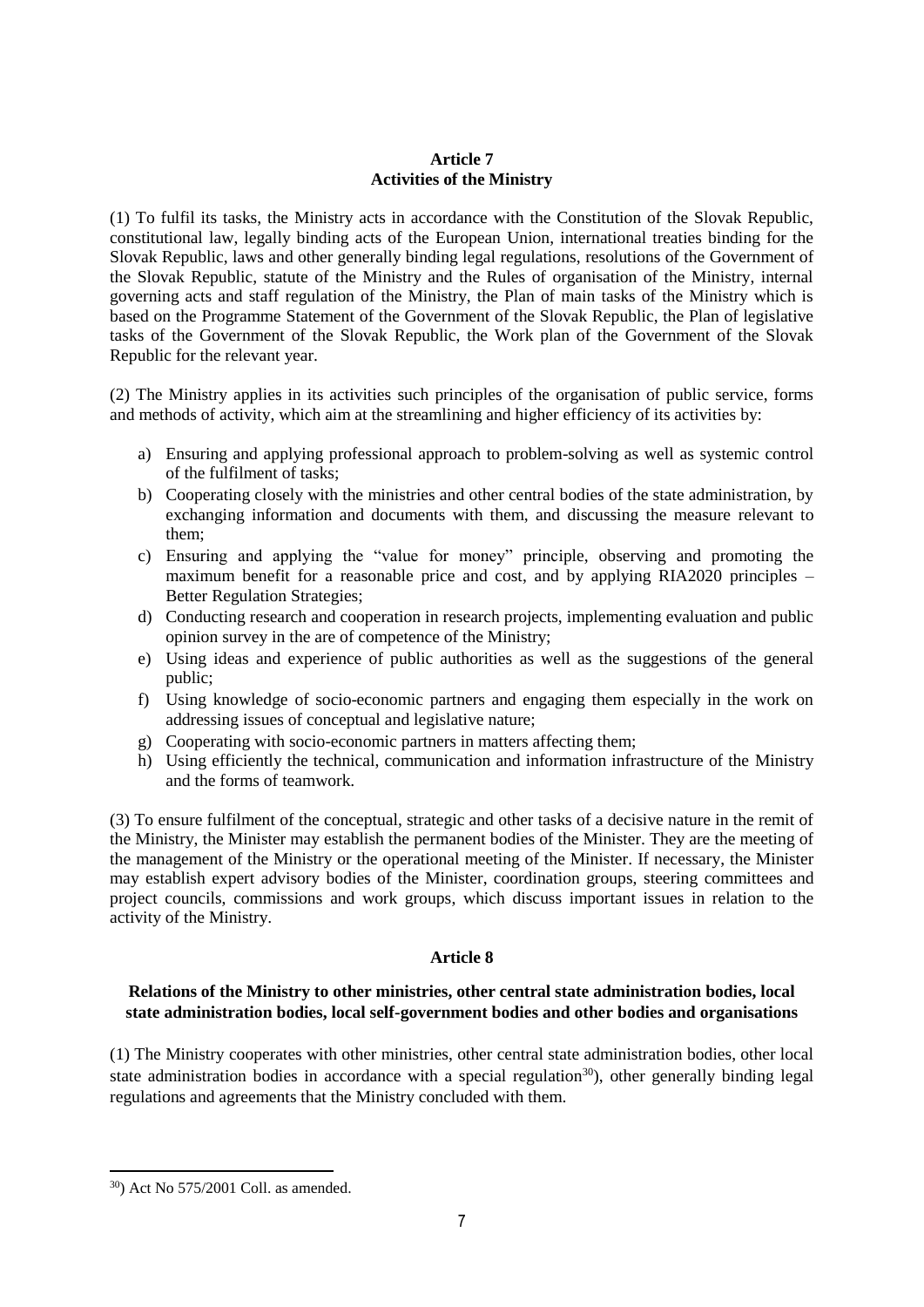## Article 7
## Activities of the Ministry

(1) To fulfil its tasks, the Ministry acts in accordance with the Constitution of the Slovak Republic, constitutional law, legally binding acts of the European Union, international treaties binding for the Slovak Republic, laws and other generally binding legal regulations, resolutions of the Government of the Slovak Republic, statute of the Ministry and the Rules of organisation of the Ministry, internal governing acts and staff regulation of the Ministry, the Plan of main tasks of the Ministry which is based on the Programme Statement of the Government of the Slovak Republic, the Plan of legislative tasks of the Government of the Slovak Republic, the Work plan of the Government of the Slovak Republic for the relevant year.

(2) The Ministry applies in its activities such principles of the organisation of public service, forms and methods of activity, which aim at the streamlining and higher efficiency of its activities by:

a) Ensuring and applying professional approach to problem-solving as well as systemic control of the fulfilment of tasks;
b) Cooperating closely with the ministries and other central bodies of the state administration, by exchanging information and documents with them, and discussing the measure relevant to them;
c) Ensuring and applying the "value for money" principle, observing and promoting the maximum benefit for a reasonable price and cost, and by applying RIA2020 principles – Better Regulation Strategies;
d) Conducting research and cooperation in research projects, implementing evaluation and public opinion survey in the are of competence of the Ministry;
e) Using ideas and experience of public authorities as well as the suggestions of the general public;
f) Using knowledge of socio-economic partners and engaging them especially in the work on addressing issues of conceptual and legislative nature;
g) Cooperating with socio-economic partners in matters affecting them;
h) Using efficiently the technical, communication and information infrastructure of the Ministry and the forms of teamwork.

(3) To ensure fulfilment of the conceptual, strategic and other tasks of a decisive nature in the remit of the Ministry, the Minister may establish the permanent bodies of the Minister. They are the meeting of the management of the Ministry or the operational meeting of the Minister. If necessary, the Minister may establish expert advisory bodies of the Minister, coordination groups, steering committees and project councils, commissions and work groups, which discuss important issues in relation to the activity of the Ministry.

## Article 8

### Relations of the Ministry to other ministries, other central state administration bodies, local state administration bodies, local self-government bodies and other bodies and organisations

(1) The Ministry cooperates with other ministries, other central state administration bodies, other local state administration bodies in accordance with a special regulation[30]), other generally binding legal regulations and agreements that the Ministry concluded with them.

---

[30]) Act No 575/2001 Coll. as amended.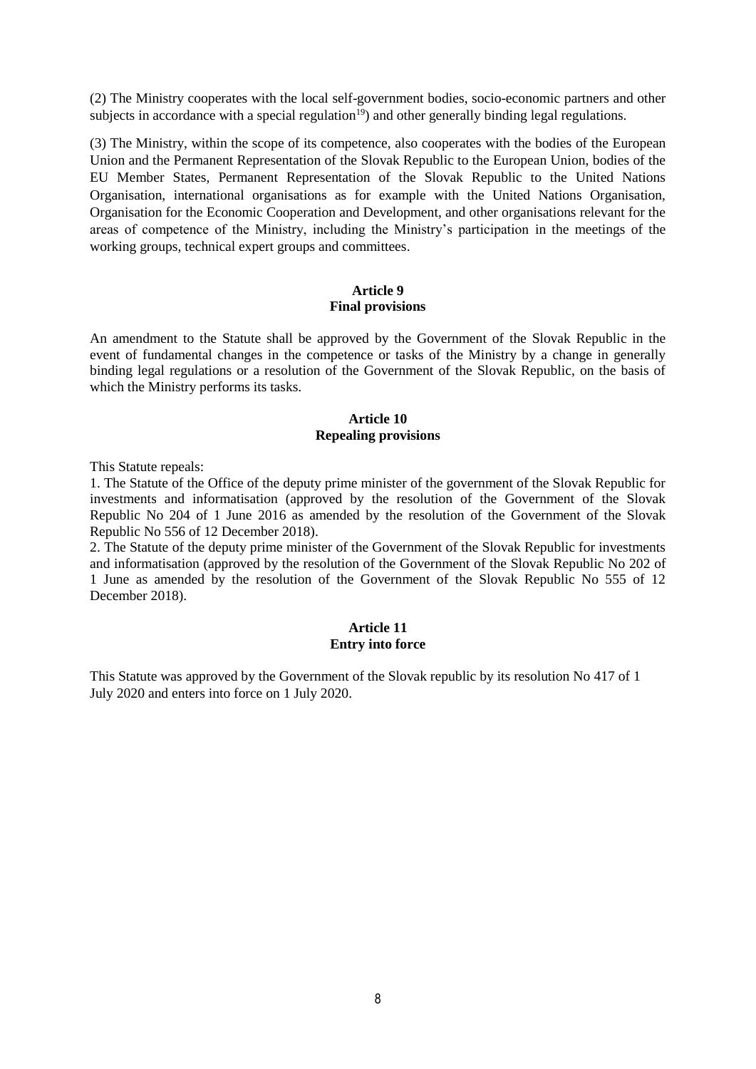(2) The Ministry cooperates with the local self-government bodies, socio-economic partners and other subjects in accordance with a special regulation[19]) and other generally binding legal regulations.

(3) The Ministry, within the scope of its competence, also cooperates with the bodies of the European Union and the Permanent Representation of the Slovak Republic to the European Union, bodies of the EU Member States, Permanent Representation of the Slovak Republic to the United Nations Organisation, international organisations as for example with the United Nations Organisation, Organisation for the Economic Cooperation and Development, and other organisations relevant for the areas of competence of the Ministry, including the Ministry's participation in the meetings of the working groups, technical expert groups and committees.

### Article 9
### Final provisions

An amendment to the Statute shall be approved by the Government of the Slovak Republic in the event of fundamental changes in the competence or tasks of the Ministry by a change in generally binding legal regulations or a resolution of the Government of the Slovak Republic, on the basis of which the Ministry performs its tasks.

### Article 10
### Repealing provisions

This Statute repeals:

1. The Statute of the Office of the deputy prime minister of the government of the Slovak Republic for investments and informatisation (approved by the resolution of the Government of the Slovak Republic No 204 of 1 June 2016 as amended by the resolution of the Government of the Slovak Republic No 556 of 12 December 2018).
2. The Statute of the deputy prime minister of the Government of the Slovak Republic for investments and informatisation (approved by the resolution of the Government of the Slovak Republic No 202 of 1 June as amended by the resolution of the Government of the Slovak Republic No 555 of 12 December 2018).

### Article 11
### Entry into force

This Statute was approved by the Government of the Slovak republic by its resolution No 417 of 1 July 2020 and enters into force on 1 July 2020.